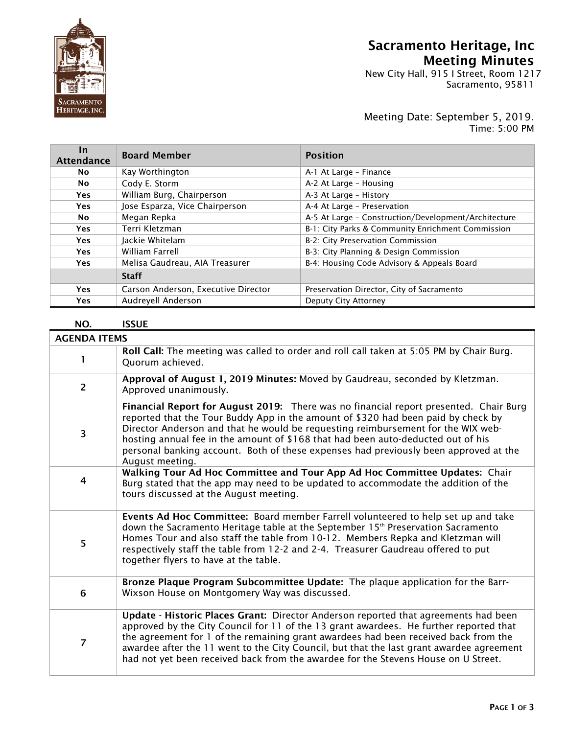# Sacramento Heritage, Inc
# Meeting Minutes

New City Hall, 915 I Street, Room 1217
Sacramento, 95811

Meeting Date: September 5, 2019.
Time: 5:00 PM

| In Attendance | Board Member | Position |
|---|---|---|
| No | Kay Worthington | A-1 At Large – Finance |
| No | Cody E. Storm | A-2 At Large – Housing |
| Yes | William Burg, Chairperson | A-3 At Large – History |
| Yes | Jose Esparza, Vice Chairperson | A-4 At Large – Preservation |
| No | Megan Repka | A-5 At Large – Construction/Development/Architecture |
| Yes | Terri Kletzman | B-1: City Parks & Community Enrichment Commission |
| Yes | Jackie Whitelam | B-2: City Preservation Commission |
| Yes | William Farrell | B-3: City Planning & Design Commission |
| Yes | Melisa Gaudreau, AIA Treasurer | B-4: Housing Code Advisory & Appeals Board |
| | **Staff** | |
| Yes | Carson Anderson, Executive Director | Preservation Director, City of Sacramento |
| Yes | Audreyell Anderson | Deputy City Attorney |

| NO. | ISSUE |
|---|---|
| **AGENDA ITEMS** | |
| 1 | **Roll Call:** The meeting was called to order and roll call taken at 5:05 PM by Chair Burg. Quorum achieved. |
| 2 | **Approval of August 1, 2019 Minutes:** Moved by Gaudreau, seconded by Kletzman. Approved unanimously. |
| 3 | **Financial Report for August 2019:** There was no financial report presented. Chair Burg reported that the Tour Buddy App in the amount of $320 had been paid by check by Director Anderson and that he would be requesting reimbursement for the WIX web-hosting annual fee in the amount of $168 that had been auto-deducted out of his personal banking account. Both of these expenses had previously been approved at the August meeting. |
| 4 | **Walking Tour Ad Hoc Committee and Tour App Ad Hoc Committee Updates:** Chair Burg stated that the app may need to be updated to accommodate the addition of the tours discussed at the August meeting. |
| 5 | **Events Ad Hoc Committee:** Board member Farrell volunteered to help set up and take down the Sacramento Heritage table at the September 15th Preservation Sacramento Homes Tour and also staff the table from 10-12. Members Repka and Kletzman will respectively staff the table from 12-2 and 2-4. Treasurer Gaudreau offered to put together flyers to have at the table. |
| 6 | **Bronze Plaque Program Subcommittee Update:** The plaque application for the Barr-Wixson House on Montgomery Way was discussed. |
| 7 | **Update - Historic Places Grant:** Director Anderson reported that agreements had been approved by the City Council for 11 of the 13 grant awardees. He further reported that the agreement for 1 of the remaining grant awardees had been received back from the awardee after the 11 went to the City Council, but that the last grant awardee agreement had not yet been received back from the awardee for the Stevens House on U Street. |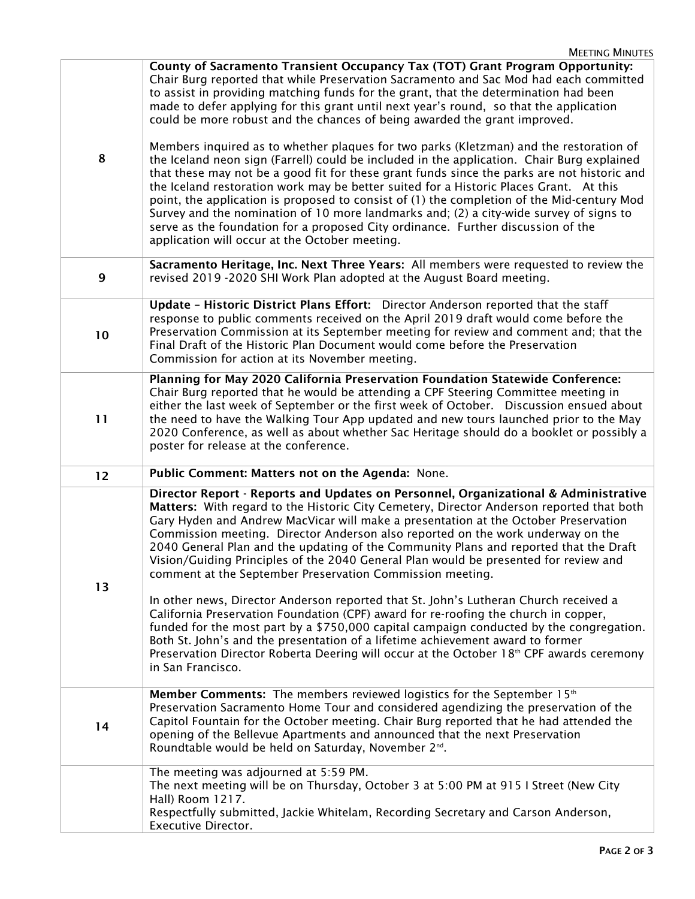| | |
|---|---|
| 8 | **County of Sacramento Transient Occupancy Tax (TOT) Grant Program Opportunity:** Chair Burg reported that while Preservation Sacramento and Sac Mod had each committed to assist in providing matching funds for the grant, that the determination had been made to defer applying for this grant until next year's round, so that the application could be more robust and the chances of being awarded the grant improved.<br><br>Members inquired as to whether plaques for two parks (Kletzman) and the restoration of the Iceland neon sign (Farrell) could be included in the application. Chair Burg explained that these may not be a good fit for these grant funds since the parks are not historic and the Iceland restoration work may be better suited for a Historic Places Grant. At this point, the application is proposed to consist of (1) the completion of the Mid-century Mod Survey and the nomination of 10 more landmarks and; (2) a city-wide survey of signs to serve as the foundation for a proposed City ordinance. Further discussion of the application will occur at the October meeting. |
| 9 | **Sacramento Heritage, Inc. Next Three Years:** All members were requested to review the revised 2019 -2020 SHI Work Plan adopted at the August Board meeting. |
| 10 | **Update – Historic District Plans Effort:** Director Anderson reported that the staff response to public comments received on the April 2019 draft would come before the Preservation Commission at its September meeting for review and comment and; that the Final Draft of the Historic Plan Document would come before the Preservation Commission for action at its November meeting. |
| 11 | **Planning for May 2020 California Preservation Foundation Statewide Conference:** Chair Burg reported that he would be attending a CPF Steering Committee meeting in either the last week of September or the first week of October. Discussion ensued about the need to have the Walking Tour App updated and new tours launched prior to the May 2020 Conference, as well as about whether Sac Heritage should do a booklet or possibly a poster for release at the conference. |
| 12 | **Public Comment: Matters not on the Agenda:** None. |
| 13 | **Director Report - Reports and Updates on Personnel, Organizational & Administrative Matters:** With regard to the Historic City Cemetery, Director Anderson reported that both Gary Hyden and Andrew MacVicar will make a presentation at the October Preservation Commission meeting. Director Anderson also reported on the work underway on the 2040 General Plan and the updating of the Community Plans and reported that the Draft Vision/Guiding Principles of the 2040 General Plan would be presented for review and comment at the September Preservation Commission meeting.<br><br>In other news, Director Anderson reported that St. John's Lutheran Church received a California Preservation Foundation (CPF) award for re-roofing the church in copper, funded for the most part by a $750,000 capital campaign conducted by the congregation. Both St. John's and the presentation of a lifetime achievement award to former Preservation Director Roberta Deering will occur at the October 18th CPF awards ceremony in San Francisco. |
| 14 | **Member Comments:** The members reviewed logistics for the September 15th Preservation Sacramento Home Tour and considered agendizing the preservation of the Capitol Fountain for the October meeting. Chair Burg reported that he had attended the opening of the Bellevue Apartments and announced that the next Preservation Roundtable would be held on Saturday, November 2nd. |
| | The meeting was adjourned at 5:59 PM.<br>The next meeting will be on Thursday, October 3 at 5:00 PM at 915 I Street (New City Hall) Room 1217.<br>Respectfully submitted, Jackie Whitelam, Recording Secretary and Carson Anderson, Executive Director. |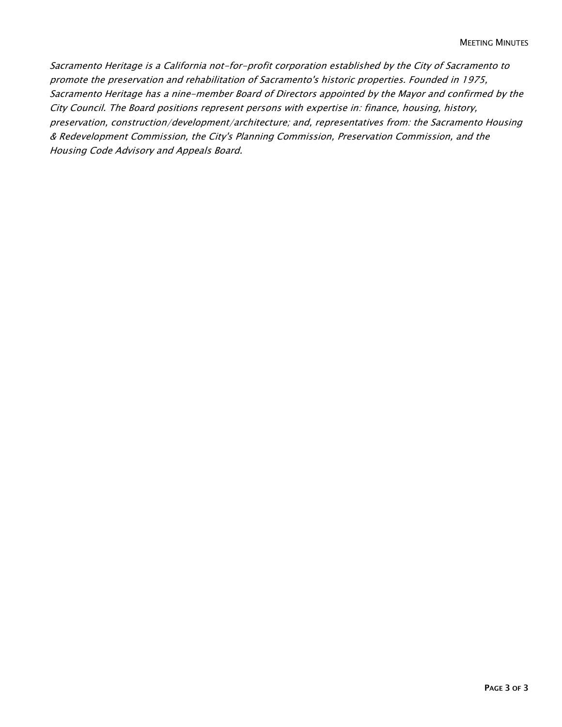*Sacramento Heritage is a California not-for-profit corporation established by the City of Sacramento to promote the preservation and rehabilitation of Sacramento's historic properties. Founded in 1975, Sacramento Heritage has a nine-member Board of Directors appointed by the Mayor and confirmed by the City Council. The Board positions represent persons with expertise in: finance, housing, history, preservation, construction/development/architecture; and, representatives from: the Sacramento Housing & Redevelopment Commission, the City's Planning Commission, Preservation Commission, and the Housing Code Advisory and Appeals Board.*